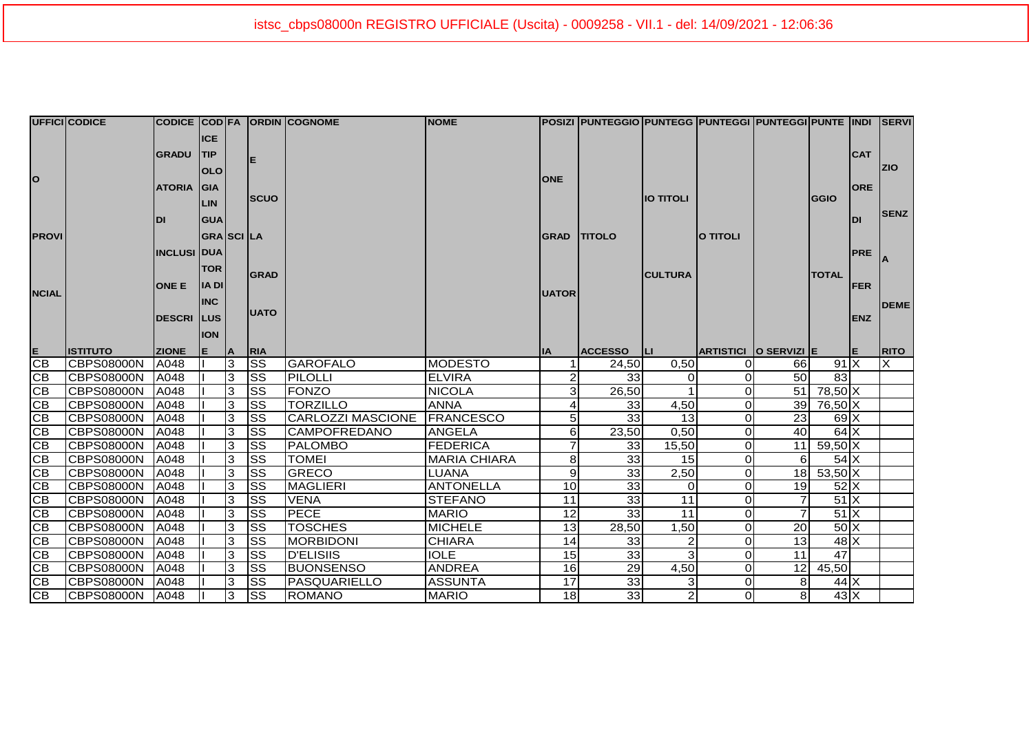| UFFICIO PROVINCIALE | CODICE ISTITUTO | CODICE GRADUATORIA DI INCLUSIONE E DESCRIZIONE | CODICE TIPOLOGIA GRADUATORIA DI INCLUSIONE | FASCIA | ORDINE SCUOLA GRADUATORIA | COGNOME | NOME | POSIZIONE GRADUATORIA | PUNTEGGIO TITOLO ACCESSO | PUNTEGGIO TITOLI CULTURALI | PUNTEGGIO TITOLI ARTISTICI | PUNTEGGIO SERVIZI | PUNTEGGIO TOTALE | INDICATORE DI PREFERENZE | SERVIZIO SENZA DEMERITO |
|---|---|---|---|---|---|---|---|---|---|---|---|---|---|---|---|
| CB | CBPS08000N | A048 | I | 3 | SS | GAROFALO | MODESTO | 1 | 24,50 | 0,50 | 0 | 66 | 91 | X | X |
| CB | CBPS08000N | A048 | I | 3 | SS | PILOLLI | ELVIRA | 2 | 33 | 0 | 0 | 50 | 83 | | |
| CB | CBPS08000N | A048 | I | 3 | SS | FONZO | NICOLA | 3 | 26,50 | 1 | 0 | 51 | 78,50 | X | |
| CB | CBPS08000N | A048 | I | 3 | SS | TORZILLO | ANNA | 4 | 33 | 4,50 | 0 | 39 | 76,50 | X | |
| CB | CBPS08000N | A048 | I | 3 | SS | CARLOZZI MASCIONE | FRANCESCO | 5 | 33 | 13 | 0 | 23 | 69 | X | |
| CB | CBPS08000N | A048 | I | 3 | SS | CAMPOFREDANO | ANGELA | 6 | 23,50 | 0,50 | 0 | 40 | 64 | X | |
| CB | CBPS08000N | A048 | I | 3 | SS | PALOMBO | FEDERICA | 7 | 33 | 15,50 | 0 | 11 | 59,50 | X | |
| CB | CBPS08000N | A048 | I | 3 | SS | TOMEI | MARIA CHIARA | 8 | 33 | 15 | 0 | 6 | 54 | X | |
| CB | CBPS08000N | A048 | I | 3 | SS | GRECO | LUANA | 9 | 33 | 2,50 | 0 | 18 | 53,50 | X | |
| CB | CBPS08000N | A048 | I | 3 | SS | MAGLIERI | ANTONELLA | 10 | 33 | 0 | 0 | 19 | 52 | X | |
| CB | CBPS08000N | A048 | I | 3 | SS | VENA | STEFANO | 11 | 33 | 11 | 0 | 7 | 51 | X | |
| CB | CBPS08000N | A048 | I | 3 | SS | PECE | MARIO | 12 | 33 | 11 | 0 | 7 | 51 | X | |
| CB | CBPS08000N | A048 | I | 3 | SS | TOSCHES | MICHELE | 13 | 28,50 | 1,50 | 0 | 20 | 50 | X | |
| CB | CBPS08000N | A048 | I | 3 | SS | MORBIDONI | CHIARA | 14 | 33 | 2 | 0 | 13 | 48 | X | |
| CB | CBPS08000N | A048 | I | 3 | SS | D'ELISIIS | IOLE | 15 | 33 | 3 | 0 | 11 | 47 | | |
| CB | CBPS08000N | A048 | I | 3 | SS | BUONSENSO | ANDREA | 16 | 29 | 4,50 | 0 | 12 | 45,50 | | |
| CB | CBPS08000N | A048 | I | 3 | SS | PASQUARIELLO | ASSUNTA | 17 | 33 | 3 | 0 | 8 | 44 | X | |
| CB | CBPS08000N | A048 | I | 3 | SS | ROMANO | MARIO | 18 | 33 | 2 | 0 | 8 | 43 | X | |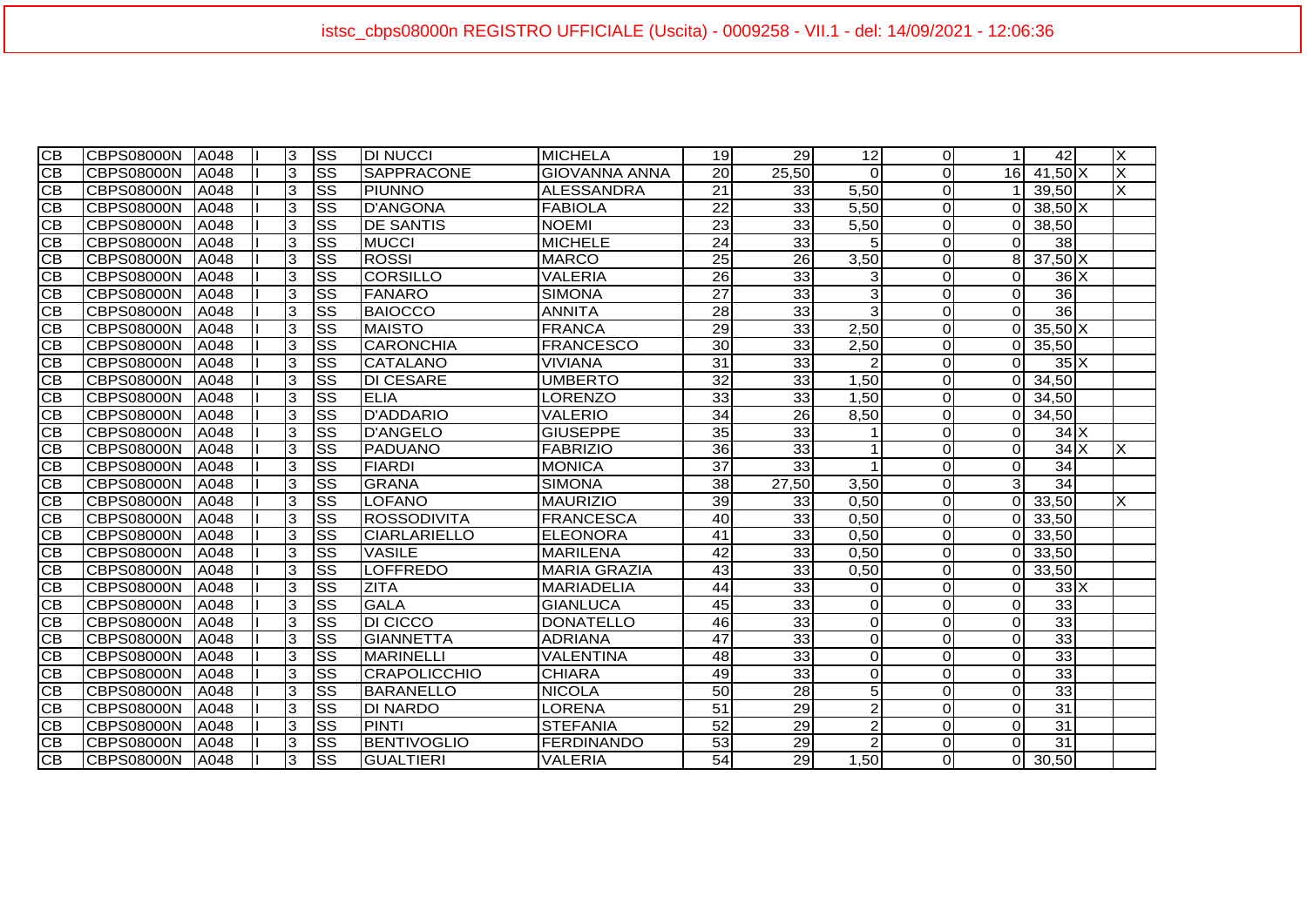| | | | | | | | | | | | | | | | |
|---|---|---|---|---|---|---|---|---|---|---|---|---|---|---|---|
| CB | CBPS08000N | A048 | I | 3 | SS | DI NUCCI | MICHELA | 19 | 29 | 12 | 0 | 1 | 42 | | X |
| CB | CBPS08000N | A048 | I | 3 | SS | SAPPRACONE | GIOVANNA ANNA | 20 | 25,50 | 0 | 0 | 16 | 41,50 | X | X |
| CB | CBPS08000N | A048 | I | 3 | SS | PIUNNO | ALESSANDRA | 21 | 33 | 5,50 | 0 | 1 | 39,50 | | X |
| CB | CBPS08000N | A048 | I | 3 | SS | D'ANGONA | FABIOLA | 22 | 33 | 5,50 | 0 | 0 | 38,50 | X | |
| CB | CBPS08000N | A048 | I | 3 | SS | DE SANTIS | NOEMI | 23 | 33 | 5,50 | 0 | 0 | 38,50 | | |
| CB | CBPS08000N | A048 | I | 3 | SS | MUCCI | MICHELE | 24 | 33 | 5 | 0 | 0 | 38 | | |
| CB | CBPS08000N | A048 | I | 3 | SS | ROSSI | MARCO | 25 | 26 | 3,50 | 0 | 8 | 37,50 | X | |
| CB | CBPS08000N | A048 | I | 3 | SS | CORSILLO | VALERIA | 26 | 33 | 3 | 0 | 0 | 36 | X | |
| CB | CBPS08000N | A048 | I | 3 | SS | FANARO | SIMONA | 27 | 33 | 3 | 0 | 0 | 36 | | |
| CB | CBPS08000N | A048 | I | 3 | SS | BAIOCCO | ANNITA | 28 | 33 | 3 | 0 | 0 | 36 | | |
| CB | CBPS08000N | A048 | I | 3 | SS | MAISTO | FRANCA | 29 | 33 | 2,50 | 0 | 0 | 35,50 | X | |
| CB | CBPS08000N | A048 | I | 3 | SS | CARONCHIA | FRANCESCO | 30 | 33 | 2,50 | 0 | 0 | 35,50 | | |
| CB | CBPS08000N | A048 | I | 3 | SS | CATALANO | VIVIANA | 31 | 33 | 2 | 0 | 0 | 35 | X | |
| CB | CBPS08000N | A048 | I | 3 | SS | DI CESARE | UMBERTO | 32 | 33 | 1,50 | 0 | 0 | 34,50 | | |
| CB | CBPS08000N | A048 | I | 3 | SS | ELIA | LORENZO | 33 | 33 | 1,50 | 0 | 0 | 34,50 | | |
| CB | CBPS08000N | A048 | I | 3 | SS | D'ADDARIO | VALERIO | 34 | 26 | 8,50 | 0 | 0 | 34,50 | | |
| CB | CBPS08000N | A048 | I | 3 | SS | D'ANGELO | GIUSEPPE | 35 | 33 | 1 | 0 | 0 | 34 | X | |
| CB | CBPS08000N | A048 | I | 3 | SS | PADUANO | FABRIZIO | 36 | 33 | 1 | 0 | 0 | 34 | X | X |
| CB | CBPS08000N | A048 | I | 3 | SS | FIARDI | MONICA | 37 | 33 | 1 | 0 | 0 | 34 | | |
| CB | CBPS08000N | A048 | I | 3 | SS | GRANA | SIMONA | 38 | 27,50 | 3,50 | 0 | 3 | 34 | | |
| CB | CBPS08000N | A048 | I | 3 | SS | LOFANO | MAURIZIO | 39 | 33 | 0,50 | 0 | 0 | 33,50 | | X |
| CB | CBPS08000N | A048 | I | 3 | SS | ROSSODIVITA | FRANCESCA | 40 | 33 | 0,50 | 0 | 0 | 33,50 | | |
| CB | CBPS08000N | A048 | I | 3 | SS | CIARLARIELLO | ELEONORA | 41 | 33 | 0,50 | 0 | 0 | 33,50 | | |
| CB | CBPS08000N | A048 | I | 3 | SS | VASILE | MARILENA | 42 | 33 | 0,50 | 0 | 0 | 33,50 | | |
| CB | CBPS08000N | A048 | I | 3 | SS | LOFFREDO | MARIA GRAZIA | 43 | 33 | 0,50 | 0 | 0 | 33,50 | | |
| CB | CBPS08000N | A048 | I | 3 | SS | ZITA | MARIADELIA | 44 | 33 | 0 | 0 | 0 | 33 | X | |
| CB | CBPS08000N | A048 | I | 3 | SS | GALA | GIANLUCA | 45 | 33 | 0 | 0 | 0 | 33 | | |
| CB | CBPS08000N | A048 | I | 3 | SS | DI CICCO | DONATELLO | 46 | 33 | 0 | 0 | 0 | 33 | | |
| CB | CBPS08000N | A048 | I | 3 | SS | GIANNETTA | ADRIANA | 47 | 33 | 0 | 0 | 0 | 33 | | |
| CB | CBPS08000N | A048 | I | 3 | SS | MARINELLI | VALENTINA | 48 | 33 | 0 | 0 | 0 | 33 | | |
| CB | CBPS08000N | A048 | I | 3 | SS | CRAPOLICCHIO | CHIARA | 49 | 33 | 0 | 0 | 0 | 33 | | |
| CB | CBPS08000N | A048 | I | 3 | SS | BARANELLO | NICOLA | 50 | 28 | 5 | 0 | 0 | 33 | | |
| CB | CBPS08000N | A048 | I | 3 | SS | DI NARDO | LORENA | 51 | 29 | 2 | 0 | 0 | 31 | | |
| CB | CBPS08000N | A048 | I | 3 | SS | PINTI | STEFANIA | 52 | 29 | 2 | 0 | 0 | 31 | | |
| CB | CBPS08000N | A048 | I | 3 | SS | BENTIVOGLIO | FERDINANDO | 53 | 29 | 2 | 0 | 0 | 31 | | |
| CB | CBPS08000N | A048 | I | 3 | SS | GUALTIERI | VALERIA | 54 | 29 | 1,50 | 0 | 0 | 30,50 | | |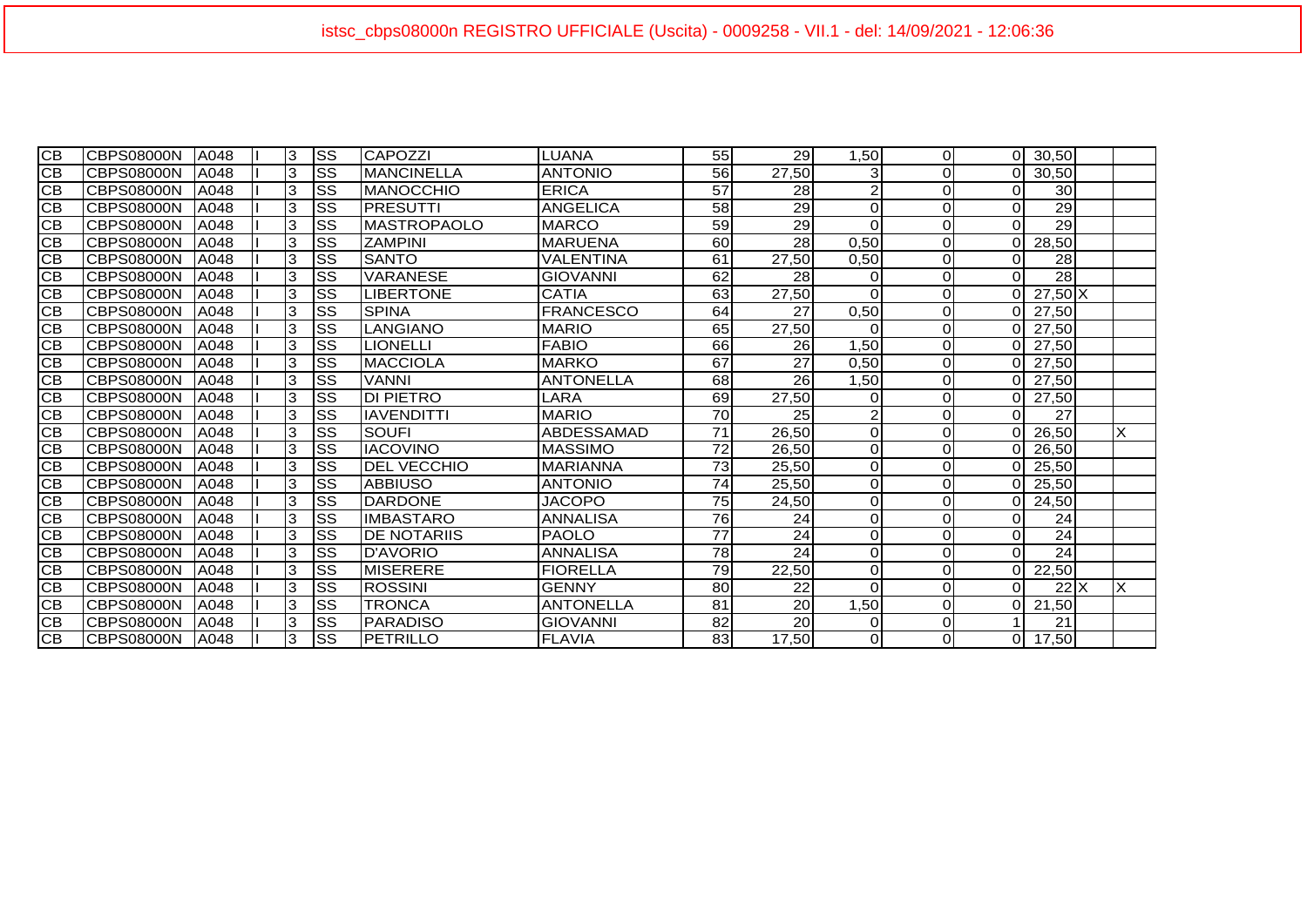| | | | | | | | | | | | | | | | |
|---|---|---|---|---|---|---|---|---|---|---|---|---|---|---|---|
| CB | CBPS08000N | A048 | I | 3 | SS | CAPOZZI | LUANA | 55 | 29 | 1,50 | 0 | 0 | 30,50 | | |
| CB | CBPS08000N | A048 | I | 3 | SS | MANCINELLA | ANTONIO | 56 | 27,50 | 3 | 0 | 0 | 30,50 | | |
| CB | CBPS08000N | A048 | I | 3 | SS | MANOCCHIO | ERICA | 57 | 28 | 2 | 0 | 0 | 30 | | |
| CB | CBPS08000N | A048 | I | 3 | SS | PRESUTTI | ANGELICA | 58 | 29 | 0 | 0 | 0 | 29 | | |
| CB | CBPS08000N | A048 | I | 3 | SS | MASTROPAOLO | MARCO | 59 | 29 | 0 | 0 | 0 | 29 | | |
| CB | CBPS08000N | A048 | I | 3 | SS | ZAMPINI | MARUENA | 60 | 28 | 0,50 | 0 | 0 | 28,50 | | |
| CB | CBPS08000N | A048 | I | 3 | SS | SANTO | VALENTINA | 61 | 27,50 | 0,50 | 0 | 0 | 28 | | |
| CB | CBPS08000N | A048 | I | 3 | SS | VARANESE | GIOVANNI | 62 | 28 | 0 | 0 | 0 | 28 | | |
| CB | CBPS08000N | A048 | I | 3 | SS | LIBERTONE | CATIA | 63 | 27,50 | 0 | 0 | 0 | 27,50 | X | |
| CB | CBPS08000N | A048 | I | 3 | SS | SPINA | FRANCESCO | 64 | 27 | 0,50 | 0 | 0 | 27,50 | | |
| CB | CBPS08000N | A048 | I | 3 | SS | LANGIANO | MARIO | 65 | 27,50 | 0 | 0 | 0 | 27,50 | | |
| CB | CBPS08000N | A048 | I | 3 | SS | LIONELLI | FABIO | 66 | 26 | 1,50 | 0 | 0 | 27,50 | | |
| CB | CBPS08000N | A048 | I | 3 | SS | MACCIOLA | MARKO | 67 | 27 | 0,50 | 0 | 0 | 27,50 | | |
| CB | CBPS08000N | A048 | I | 3 | SS | VANNI | ANTONELLA | 68 | 26 | 1,50 | 0 | 0 | 27,50 | | |
| CB | CBPS08000N | A048 | I | 3 | SS | DI PIETRO | LARA | 69 | 27,50 | 0 | 0 | 0 | 27,50 | | |
| CB | CBPS08000N | A048 | I | 3 | SS | IAVENDITTI | MARIO | 70 | 25 | 2 | 0 | 0 | 27 | | |
| CB | CBPS08000N | A048 | I | 3 | SS | SOUFI | ABDESSAMAD | 71 | 26,50 | 0 | 0 | 0 | 26,50 | | X |
| CB | CBPS08000N | A048 | I | 3 | SS | IACOVINO | MASSIMO | 72 | 26,50 | 0 | 0 | 0 | 26,50 | | |
| CB | CBPS08000N | A048 | I | 3 | SS | DEL VECCHIO | MARIANNA | 73 | 25,50 | 0 | 0 | 0 | 25,50 | | |
| CB | CBPS08000N | A048 | I | 3 | SS | ABBIUSO | ANTONIO | 74 | 25,50 | 0 | 0 | 0 | 25,50 | | |
| CB | CBPS08000N | A048 | I | 3 | SS | DARDONE | JACOPO | 75 | 24,50 | 0 | 0 | 0 | 24,50 | | |
| CB | CBPS08000N | A048 | I | 3 | SS | IMBASTARO | ANNALISA | 76 | 24 | 0 | 0 | 0 | 24 | | |
| CB | CBPS08000N | A048 | I | 3 | SS | DE NOTARIIS | PAOLO | 77 | 24 | 0 | 0 | 0 | 24 | | |
| CB | CBPS08000N | A048 | I | 3 | SS | D'AVORIO | ANNALISA | 78 | 24 | 0 | 0 | 0 | 24 | | |
| CB | CBPS08000N | A048 | I | 3 | SS | MISERERE | FIORELLA | 79 | 22,50 | 0 | 0 | 0 | 22,50 | | |
| CB | CBPS08000N | A048 | I | 3 | SS | ROSSINI | GENNY | 80 | 22 | 0 | 0 | 0 | 22 | X | X |
| CB | CBPS08000N | A048 | I | 3 | SS | TRONCA | ANTONELLA | 81 | 20 | 1,50 | 0 | 0 | 21,50 | | |
| CB | CBPS08000N | A048 | I | 3 | SS | PARADISO | GIOVANNI | 82 | 20 | 0 | 0 | 1 | 21 | | |
| CB | CBPS08000N | A048 | I | 3 | SS | PETRILLO | FLAVIA | 83 | 17,50 | 0 | 0 | 0 | 17,50 | | |